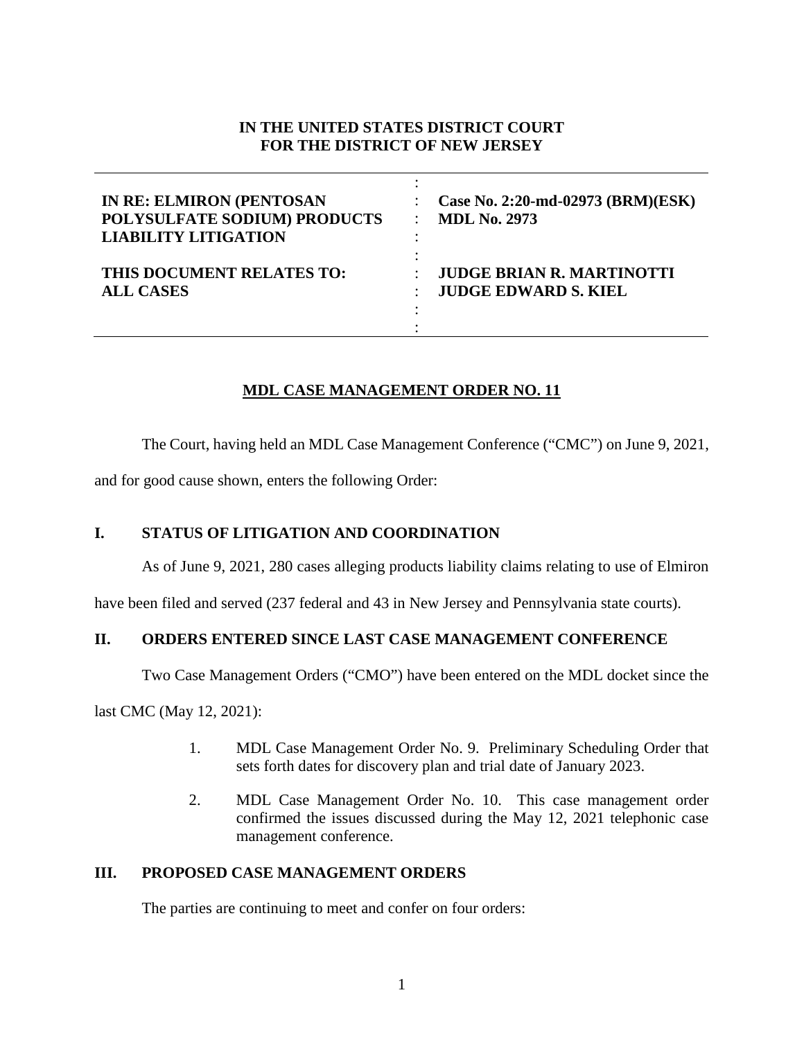**IN THE UNITED STATES DISTRICT COURT**
**FOR THE DISTRICT OF NEW JERSEY**

| | | |
|---|---|---|
| **IN RE: ELMIRON (PENTOSAN POLYSULFATE SODIUM) PRODUCTS LIABILITY LITIGATION** | : | **Case No. 2:20-md-02973 (BRM)(ESK)** **MDL No. 2973** |
| **THIS DOCUMENT RELATES TO: ALL CASES** | : | **JUDGE BRIAN R. MARTINOTTI** **JUDGE EDWARD S. KIEL** |

**MDL CASE MANAGEMENT ORDER NO. 11**

The Court, having held an MDL Case Management Conference ("CMC") on June 9, 2021, and for good cause shown, enters the following Order:

## I. STATUS OF LITIGATION AND COORDINATION

As of June 9, 2021, 280 cases alleging products liability claims relating to use of Elmiron have been filed and served (237 federal and 43 in New Jersey and Pennsylvania state courts).

## II. ORDERS ENTERED SINCE LAST CASE MANAGEMENT CONFERENCE

Two Case Management Orders ("CMO") have been entered on the MDL docket since the last CMC (May 12, 2021):

1. MDL Case Management Order No. 9. Preliminary Scheduling Order that sets forth dates for discovery plan and trial date of January 2023.

2. MDL Case Management Order No. 10. This case management order confirmed the issues discussed during the May 12, 2021 telephonic case management conference.

## III. PROPOSED CASE MANAGEMENT ORDERS

The parties are continuing to meet and confer on four orders: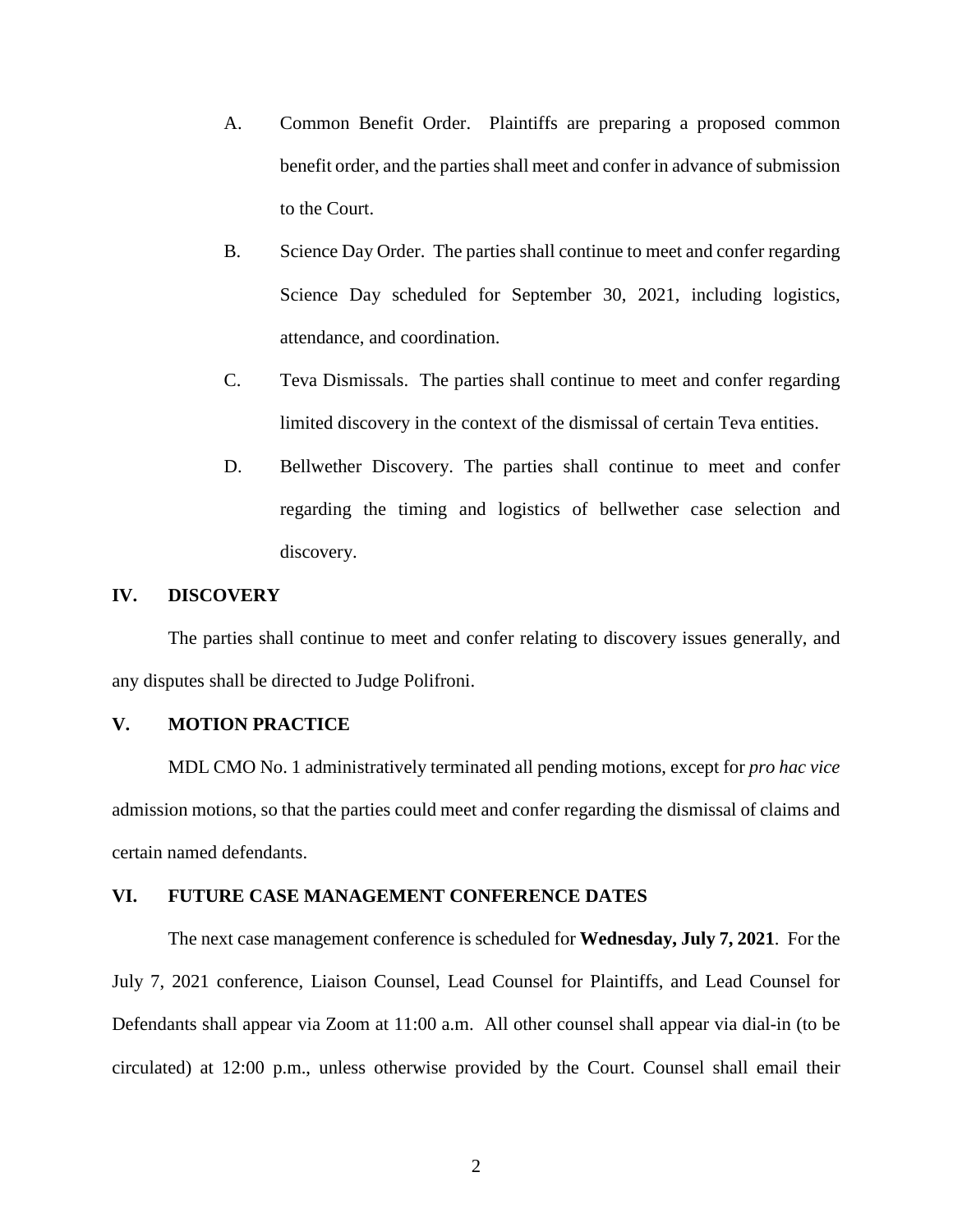A. Common Benefit Order. Plaintiffs are preparing a proposed common benefit order, and the parties shall meet and confer in advance of submission to the Court.

B. Science Day Order. The parties shall continue to meet and confer regarding Science Day scheduled for September 30, 2021, including logistics, attendance, and coordination.

C. Teva Dismissals. The parties shall continue to meet and confer regarding limited discovery in the context of the dismissal of certain Teva entities.

D. Bellwether Discovery. The parties shall continue to meet and confer regarding the timing and logistics of bellwether case selection and discovery.

## IV. DISCOVERY

The parties shall continue to meet and confer relating to discovery issues generally, and any disputes shall be directed to Judge Polifroni.

## V. MOTION PRACTICE

MDL CMO No. 1 administratively terminated all pending motions, except for *pro hac vice* admission motions, so that the parties could meet and confer regarding the dismissal of claims and certain named defendants.

## VI. FUTURE CASE MANAGEMENT CONFERENCE DATES

The next case management conference is scheduled for **Wednesday, July 7, 2021**. For the July 7, 2021 conference, Liaison Counsel, Lead Counsel for Plaintiffs, and Lead Counsel for Defendants shall appear via Zoom at 11:00 a.m. All other counsel shall appear via dial-in (to be circulated) at 12:00 p.m., unless otherwise provided by the Court. Counsel shall email their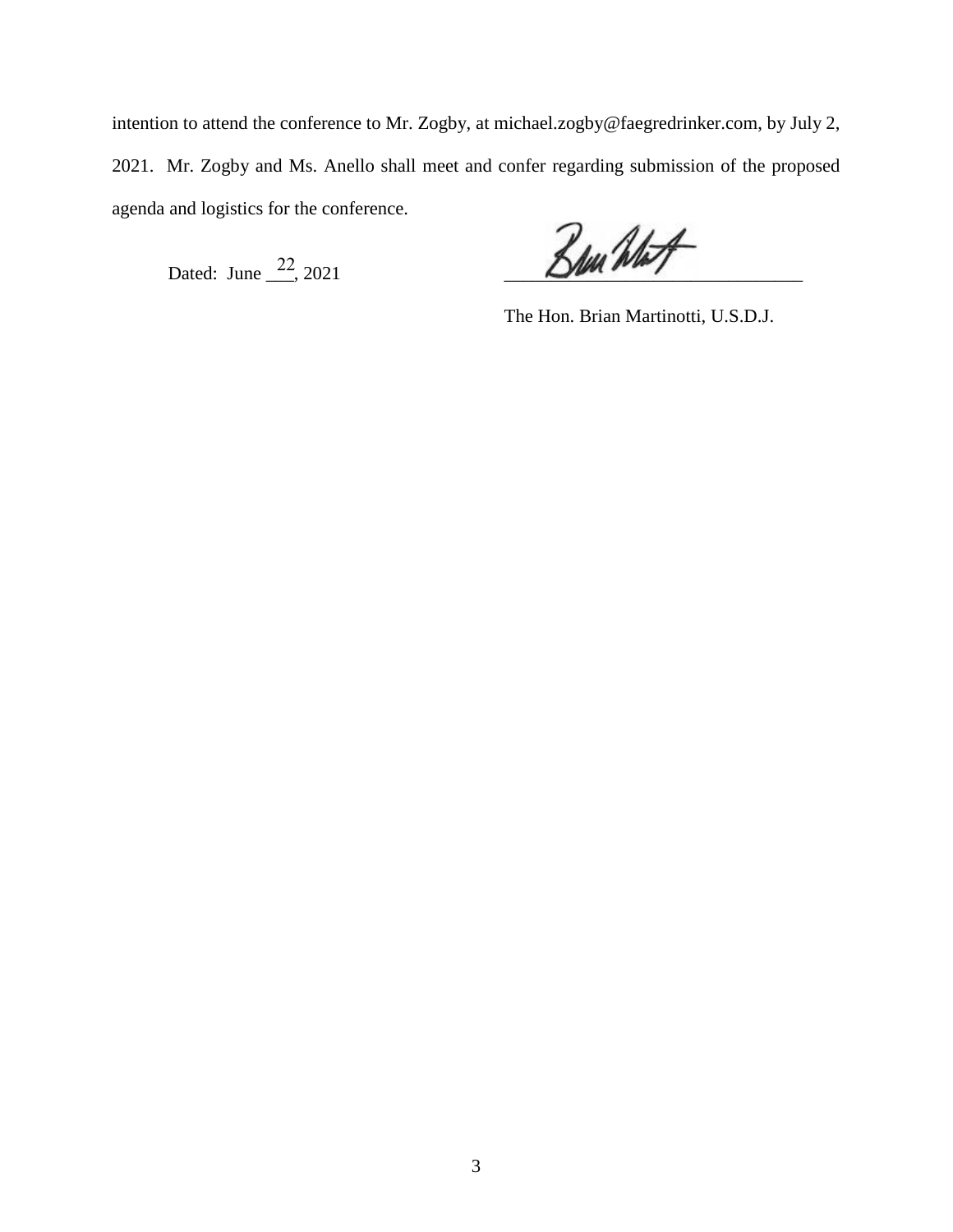intention to attend the conference to Mr. Zogby, at michael.zogby@faegredrinker.com, by July 2, 2021. Mr. Zogby and Ms. Anello shall meet and confer regarding submission of the proposed agenda and logistics for the conference.

Dated: June 22, 2021

_______________________________

The Hon. Brian Martinotti, U.S.D.J.